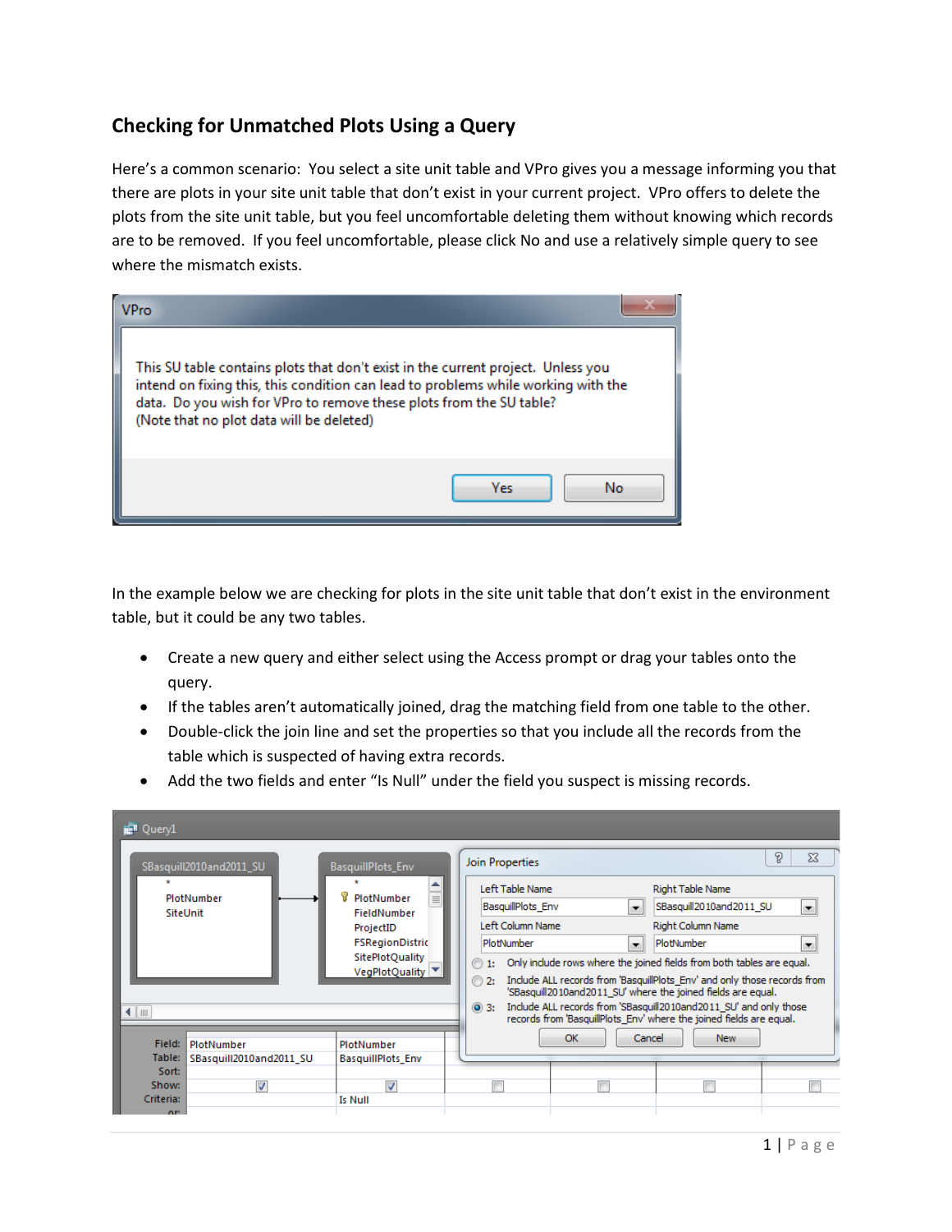## Checking for Unmatched Plots Using a Query

Here's a common scenario: You select a site unit table and VPro gives you a message informing you that there are plots in your site unit table that don't exist in your current project. VPro offers to delete the plots from the site unit table, but you feel uncomfortable deleting them without knowing which records are to be removed. If you feel uncomfortable, please click No and use a relatively simple query to see where the mismatch exists.

In the example below we are checking for plots in the site unit table that don't exist in the environment table, but it could be any two tables.

- Create a new query and either select using the Access prompt or drag your tables onto the query.
- If the tables aren't automatically joined, drag the matching field from one table to the other.
- Double-click the join line and set the properties so that you include all the records from the table which is suspected of having extra records.
- Add the two fields and enter "Is Null" under the field you suspect is missing records.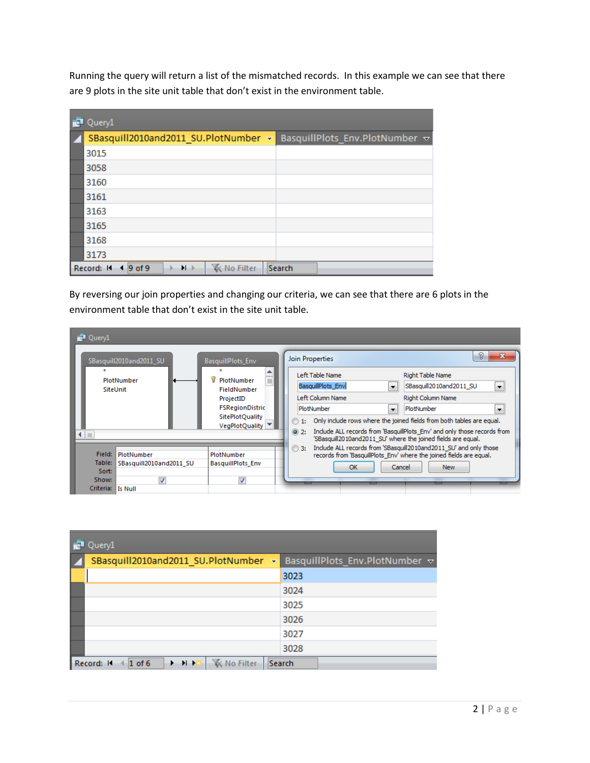Running the query will return a list of the mismatched records. In this example we can see that there are 9 plots in the site unit table that don't exist in the environment table.

Query1

| SBasquill2010and2011_SU.PlotNumber | BasquillPlots_Env.PlotNumber |
|---|---|
| 3015 | |
| 3058 | |
| 3160 | |
| 3161 | |
| 3163 | |
| 3165 | |
| 3168 | |
| 3173 | |

Record: 9 of 9 No Filter Search

By reversing our join properties and changing our criteria, we can see that there are 6 plots in the environment table that don't exist in the site unit table.

Query1

SBasquill2010and2011_SU: *, PlotNumber, SiteUnit

BasquillPlots_Env: *, PlotNumber, FieldNumber, ProjectID, FSRegionDistric, SitePlotQuality, VegPlotQuality

Join Properties

Left Table Name: BasquillPlots_Env
Right Table Name: SBasquill2010and2011_SU
Left Column Name: PlotNumber
Right Column Name: PlotNumber

1: Only include rows where the joined fields from both tables are equal.
2: Include ALL records from 'BasquillPlots_Env' and only those records from 'SBasquill2010and2011_SU' where the joined fields are equal.
3: Include ALL records from 'SBasquill2010and2011_SU' and only those records from 'BasquillPlots_Env' where the joined fields are equal.

OK Cancel New

| | | |
|---|---|---|
| Field: | PlotNumber | PlotNumber |
| Table: | SBasquill2010and2011_SU | BasquillPlots_Env |
| Sort: | | |
| Show: | ☑ | ☑ |
| Criteria: | Is Null | |

Query1

| SBasquill2010and2011_SU.PlotNumber | BasquillPlots_Env.PlotNumber |
|---|---|
| | 3023 |
| | 3024 |
| | 3025 |
| | 3026 |
| | 3027 |
| | 3028 |

Record: 1 of 6 No Filter Search